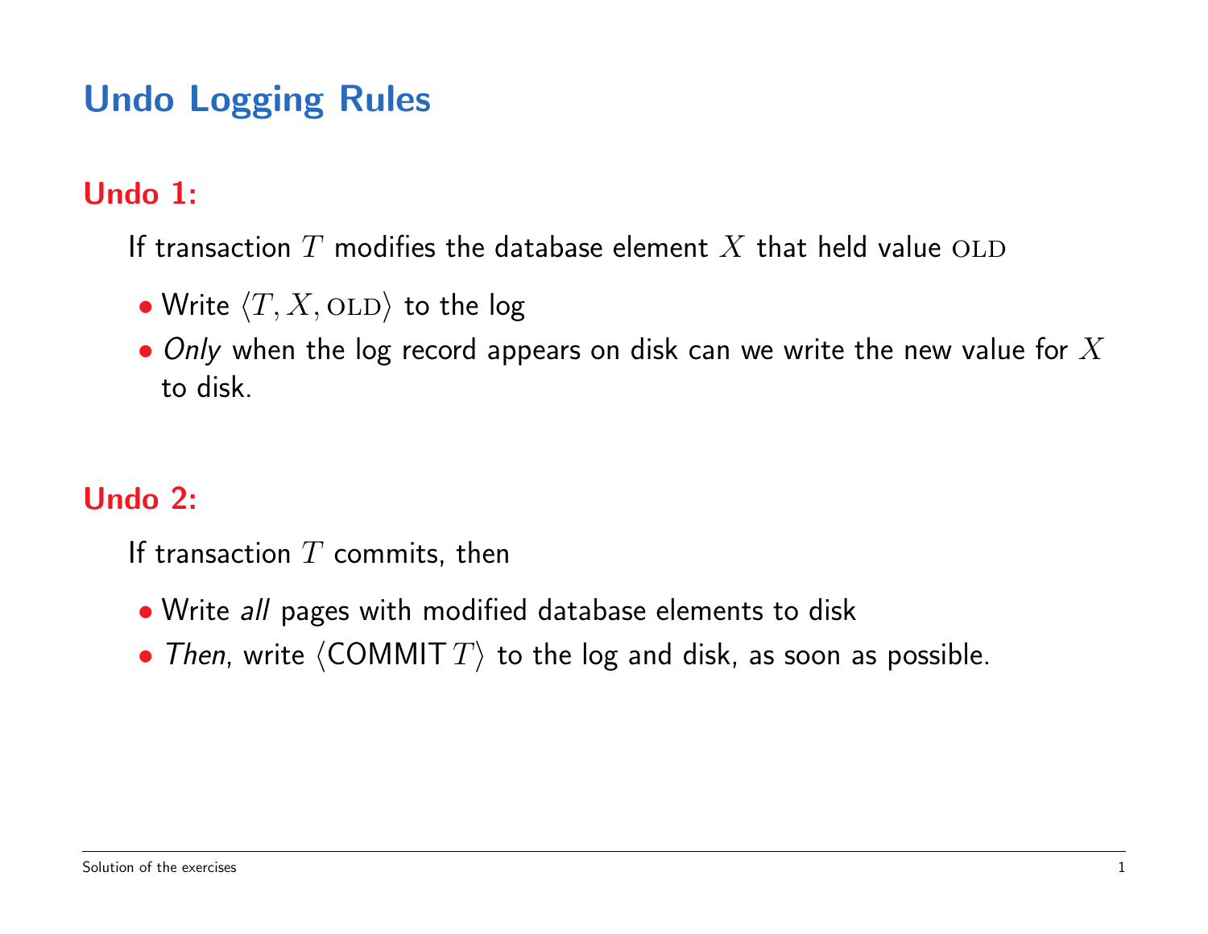# Undo Logging Rules

## Undo 1:

If transaction $T$ modifies the database element $X$ that held value $\text{OLD}$

- Write $\langle T, X, \text{OLD} \rangle$ to the log
- *Only* when the log record appears on disk can we write the new value for $X$ to disk.

## Undo 2:

If transaction $T$ commits, then

- Write *all* pages with modified database elements to disk
- *Then*, write $\langle \text{COMMIT}\, T \rangle$ to the log and disk, as soon as possible.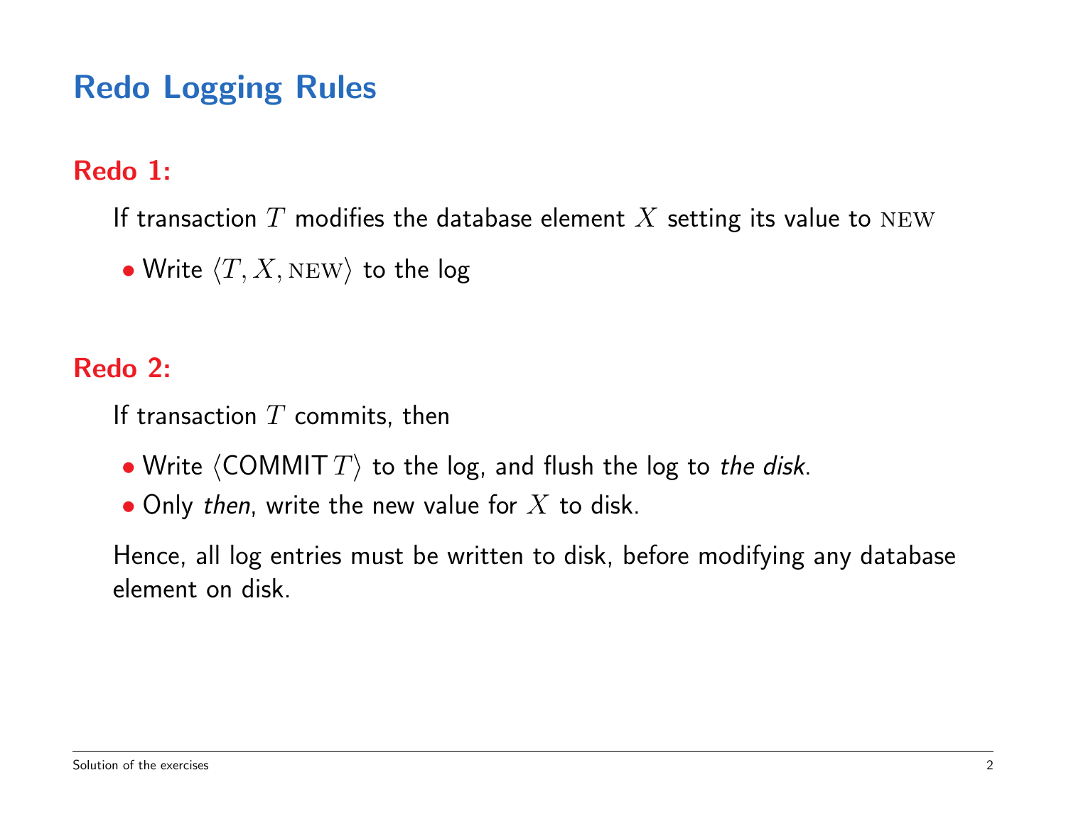# Redo Logging Rules

## Redo 1:

If transaction $T$ modifies the database element $X$ setting its value to $\text{NEW}$

- Write $\langle T, X, \text{NEW} \rangle$ to the log

## Redo 2:

If transaction $T$ commits, then

- Write $\langle \text{COMMIT } T \rangle$ to the log, and flush the log to *the disk*.
- Only *then*, write the new value for $X$ to disk.

Hence, all log entries must be written to disk, before modifying any database element on disk.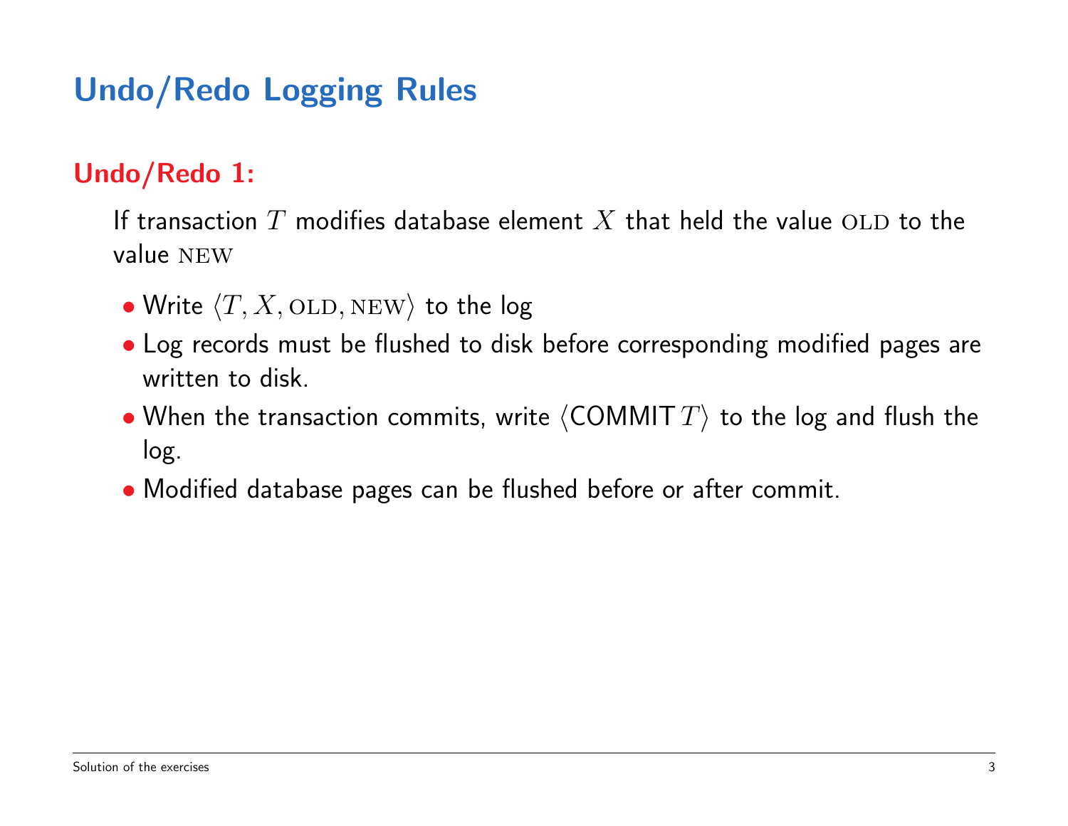# Undo/Redo Logging Rules

## Undo/Redo 1:

If transaction $T$ modifies database element $X$ that held the value $\text{OLD}$ to the value $\text{NEW}$

- Write $\langle T, X, \text{OLD}, \text{NEW} \rangle$ to the log
- Log records must be flushed to disk before corresponding modified pages are written to disk.
- When the transaction commits, write $\langle \text{COMMIT}\, T \rangle$ to the log and flush the log.
- Modified database pages can be flushed before or after commit.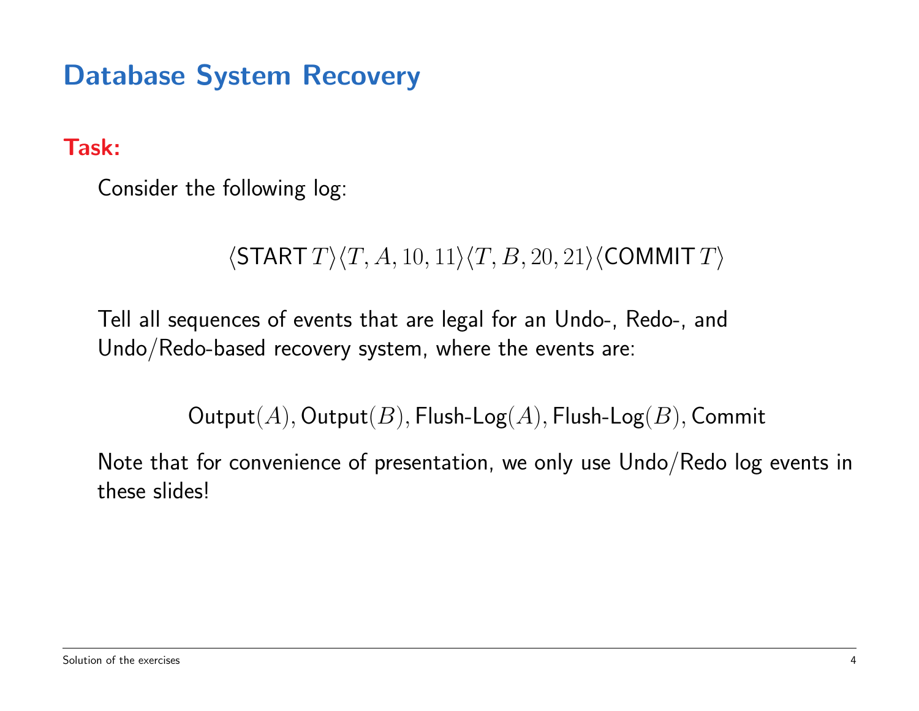# Database System Recovery

**Task:**

Consider the following log:

$$\langle \mathsf{START}\, T \rangle \langle T, A, 10, 11 \rangle \langle T, B, 20, 21 \rangle \langle \mathsf{COMMIT}\, T \rangle$$

Tell all sequences of events that are legal for an Undo-, Redo-, and Undo/Redo-based recovery system, where the events are:

$$\mathsf{Output}(A), \mathsf{Output}(B), \mathsf{Flush\text{-}Log}(A), \mathsf{Flush\text{-}Log}(B), \mathsf{Commit}$$

Note that for convenience of presentation, we only use Undo/Redo log events in these slides!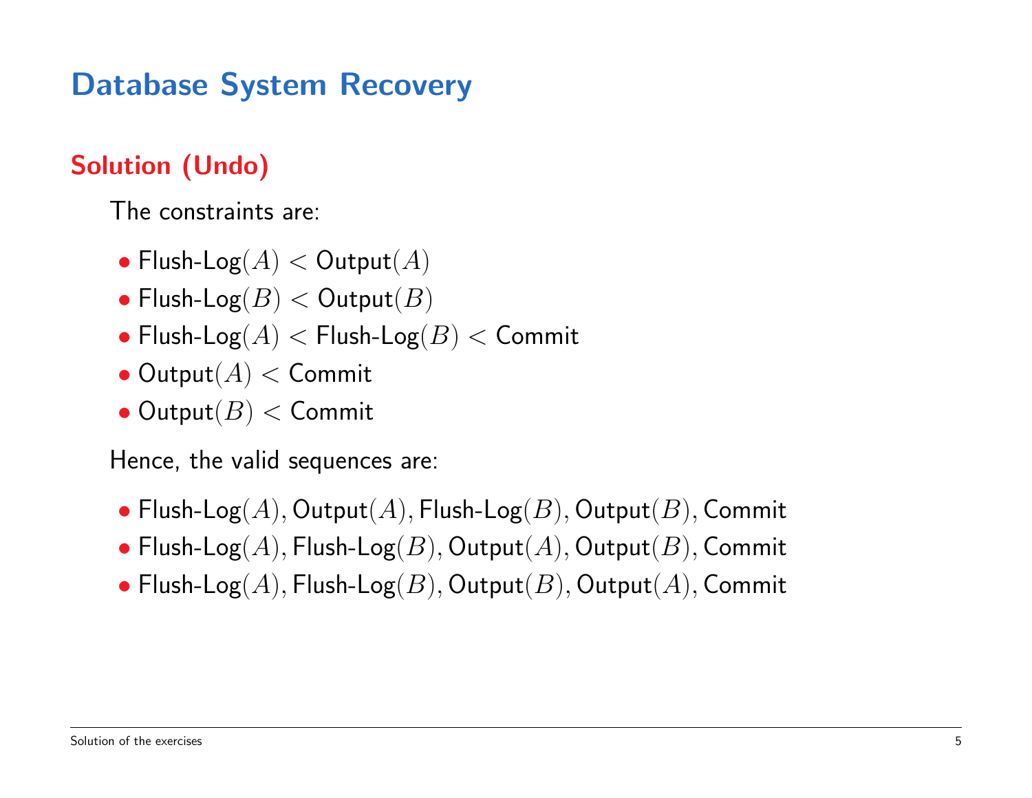# Database System Recovery

## Solution (Undo)

The constraints are:

- Flush-Log$(A) <$ Output$(A)$
- Flush-Log$(B) <$ Output$(B)$
- Flush-Log$(A) <$ Flush-Log$(B) <$ Commit
- Output$(A) <$ Commit
- Output$(B) <$ Commit

Hence, the valid sequences are:

- Flush-Log$(A)$, Output$(A)$, Flush-Log$(B)$, Output$(B)$, Commit
- Flush-Log$(A)$, Flush-Log$(B)$, Output$(A)$, Output$(B)$, Commit
- Flush-Log$(A)$, Flush-Log$(B)$, Output$(B)$, Output$(A)$, Commit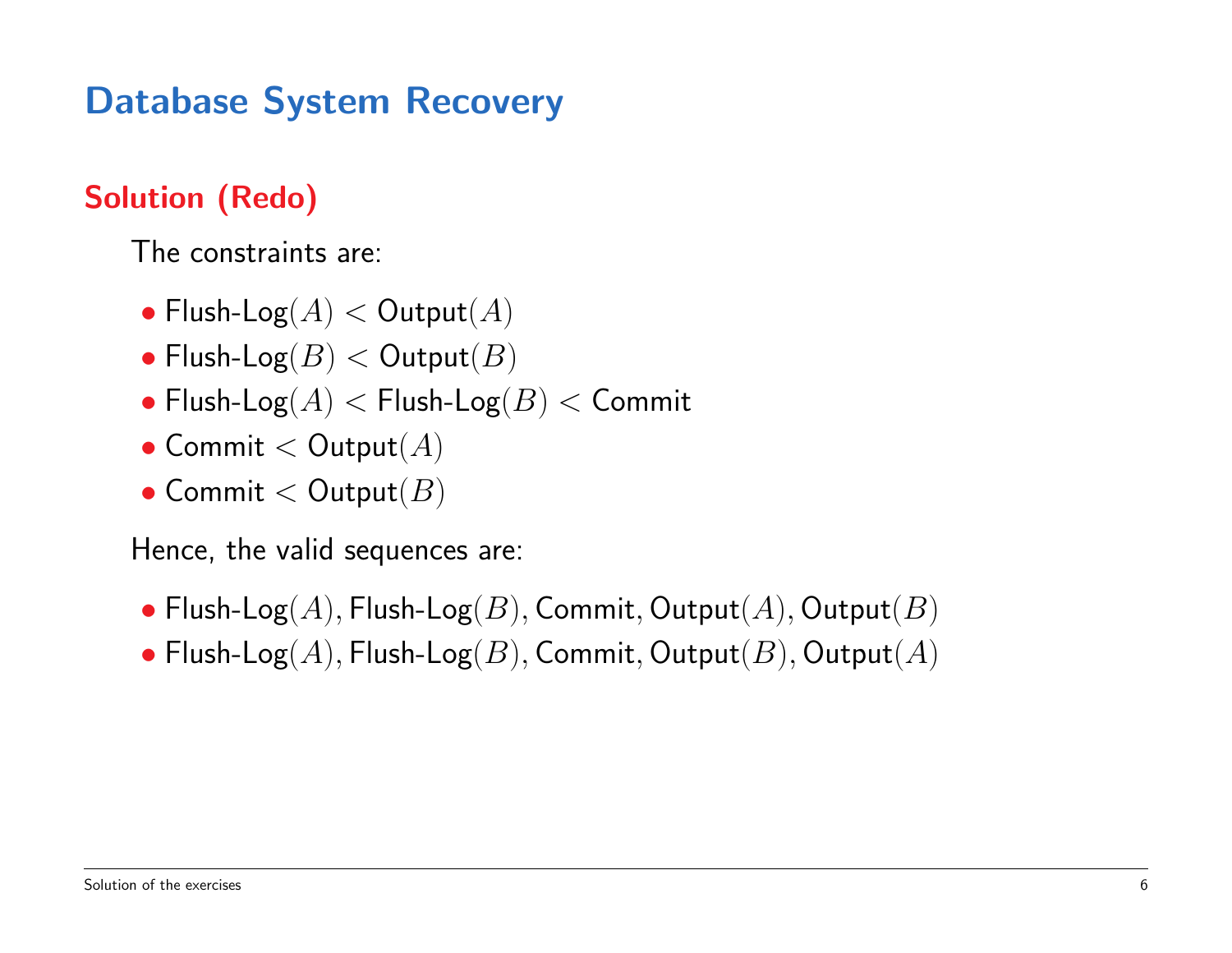# Database System Recovery

## Solution (Redo)

The constraints are:

- Flush-Log$(A)$ $<$ Output$(A)$
- Flush-Log$(B)$ $<$ Output$(B)$
- Flush-Log$(A)$ $<$ Flush-Log$(B)$ $<$ Commit
- Commit $<$ Output$(A)$
- Commit $<$ Output$(B)$

Hence, the valid sequences are:

- Flush-Log$(A)$, Flush-Log$(B)$, Commit, Output$(A)$, Output$(B)$
- Flush-Log$(A)$, Flush-Log$(B)$, Commit, Output$(B)$, Output$(A)$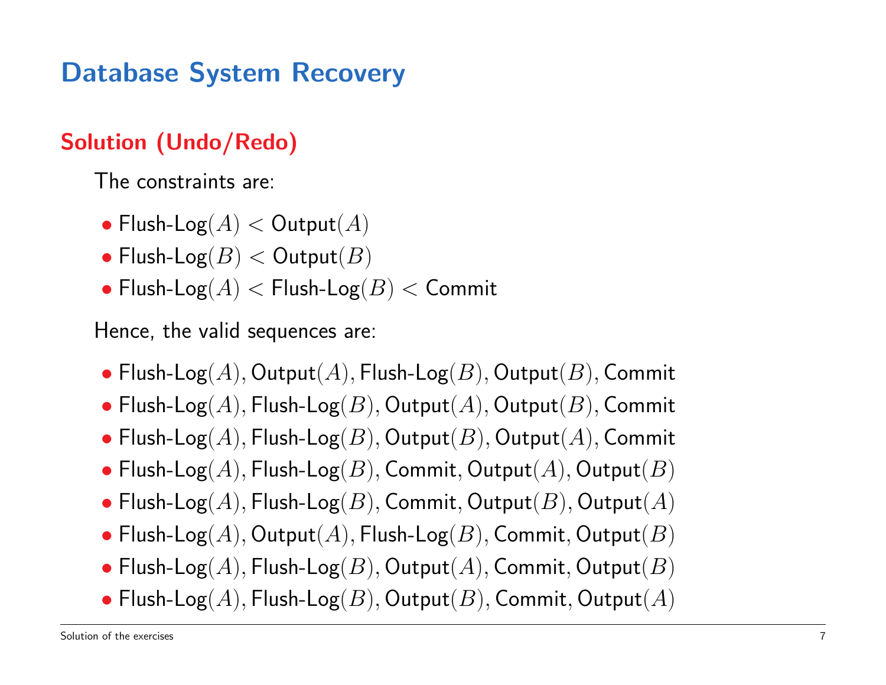# Database System Recovery

## Solution (Undo/Redo)

The constraints are:

- Flush-Log$(A)$ $<$ Output$(A)$
- Flush-Log$(B)$ $<$ Output$(B)$
- Flush-Log$(A)$ $<$ Flush-Log$(B)$ $<$ Commit

Hence, the valid sequences are:

- Flush-Log$(A)$, Output$(A)$, Flush-Log$(B)$, Output$(B)$, Commit
- Flush-Log$(A)$, Flush-Log$(B)$, Output$(A)$, Output$(B)$, Commit
- Flush-Log$(A)$, Flush-Log$(B)$, Output$(B)$, Output$(A)$, Commit
- Flush-Log$(A)$, Flush-Log$(B)$, Commit, Output$(A)$, Output$(B)$
- Flush-Log$(A)$, Flush-Log$(B)$, Commit, Output$(B)$, Output$(A)$
- Flush-Log$(A)$, Output$(A)$, Flush-Log$(B)$, Commit, Output$(B)$
- Flush-Log$(A)$, Flush-Log$(B)$, Output$(A)$, Commit, Output$(B)$
- Flush-Log$(A)$, Flush-Log$(B)$, Output$(B)$, Commit, Output$(A)$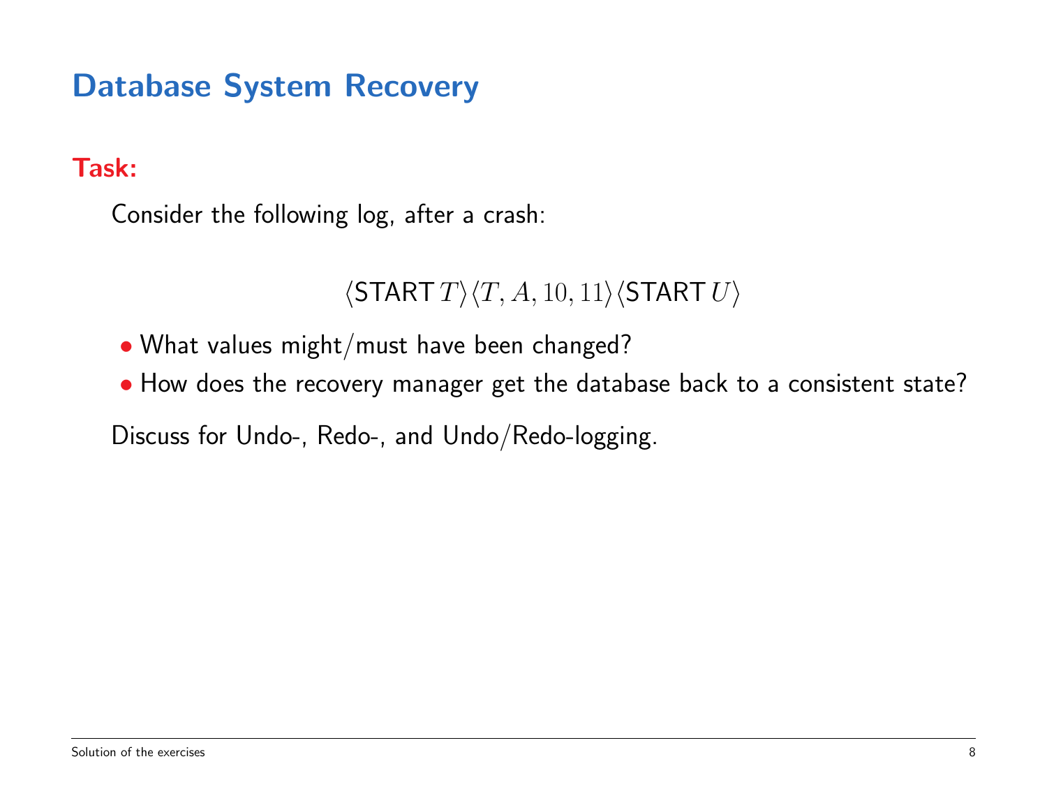# Database System Recovery

**Task:**

Consider the following log, after a crash:

$$\langle \mathsf{START}\, T \rangle \langle T, A, 10, 11 \rangle \langle \mathsf{START}\, U \rangle$$

- What values might/must have been changed?
- How does the recovery manager get the database back to a consistent state?

Discuss for Undo-, Redo-, and Undo/Redo-logging.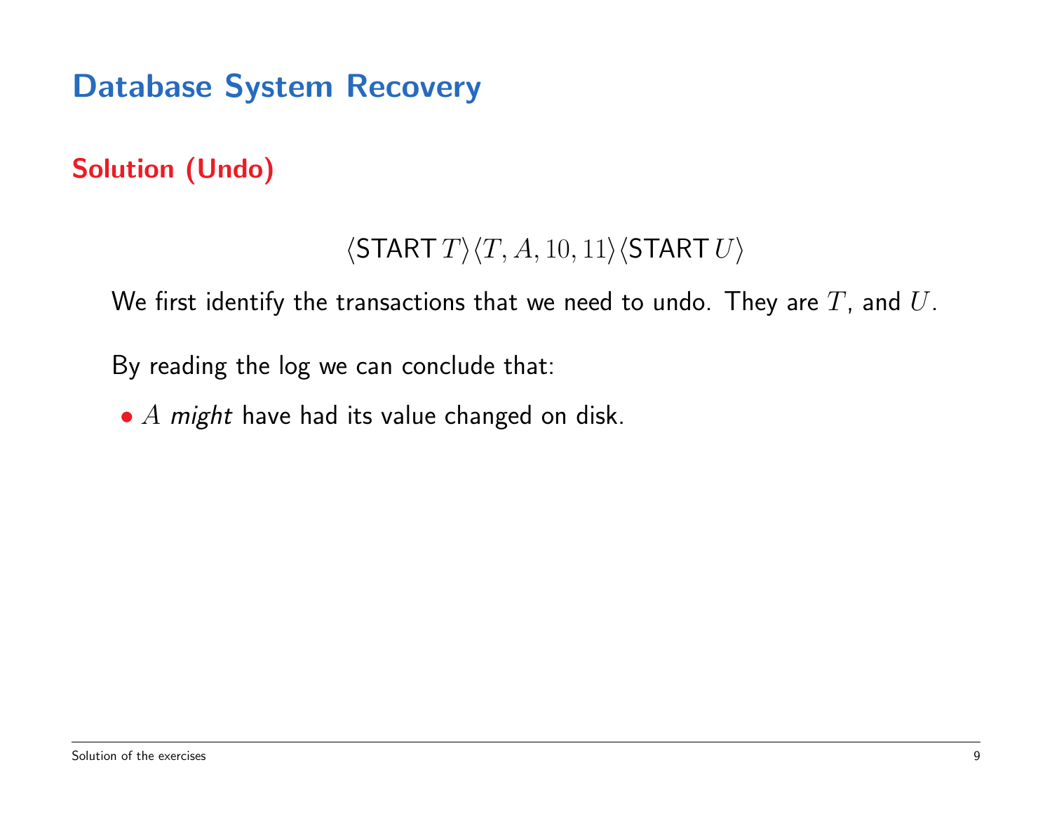# Database System Recovery

## Solution (Undo)

$$\langle \textsf{START}\, T \rangle \langle T, A, 10, 11 \rangle \langle \textsf{START}\, U \rangle$$

We first identify the transactions that we need to undo. They are $T$, and $U$.

By reading the log we can conclude that:

- $A$ *might* have had its value changed on disk.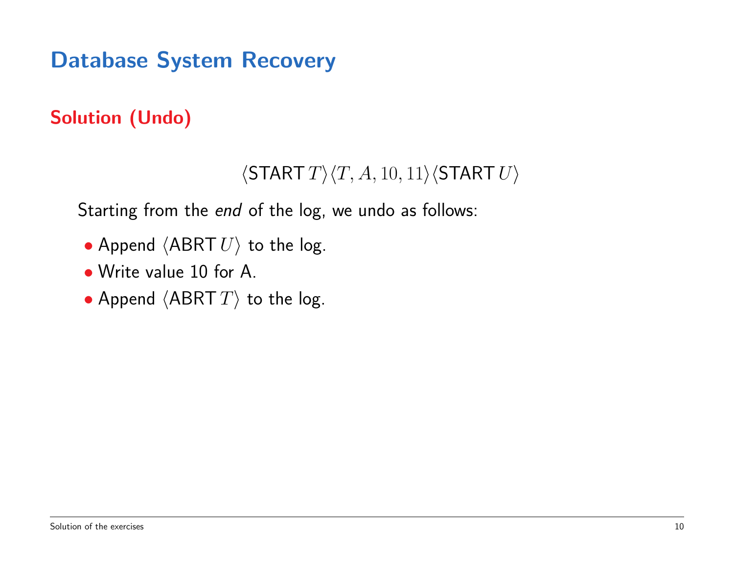# Database System Recovery

## Solution (Undo)

$$\langle \text{START}\, T \rangle \langle T, A, 10, 11 \rangle \langle \text{START}\, U \rangle$$

Starting from the *end* of the log, we undo as follows:

- Append $\langle \text{ABRT}\, U \rangle$ to the log.
- Write value 10 for A.
- Append $\langle \text{ABRT}\, T \rangle$ to the log.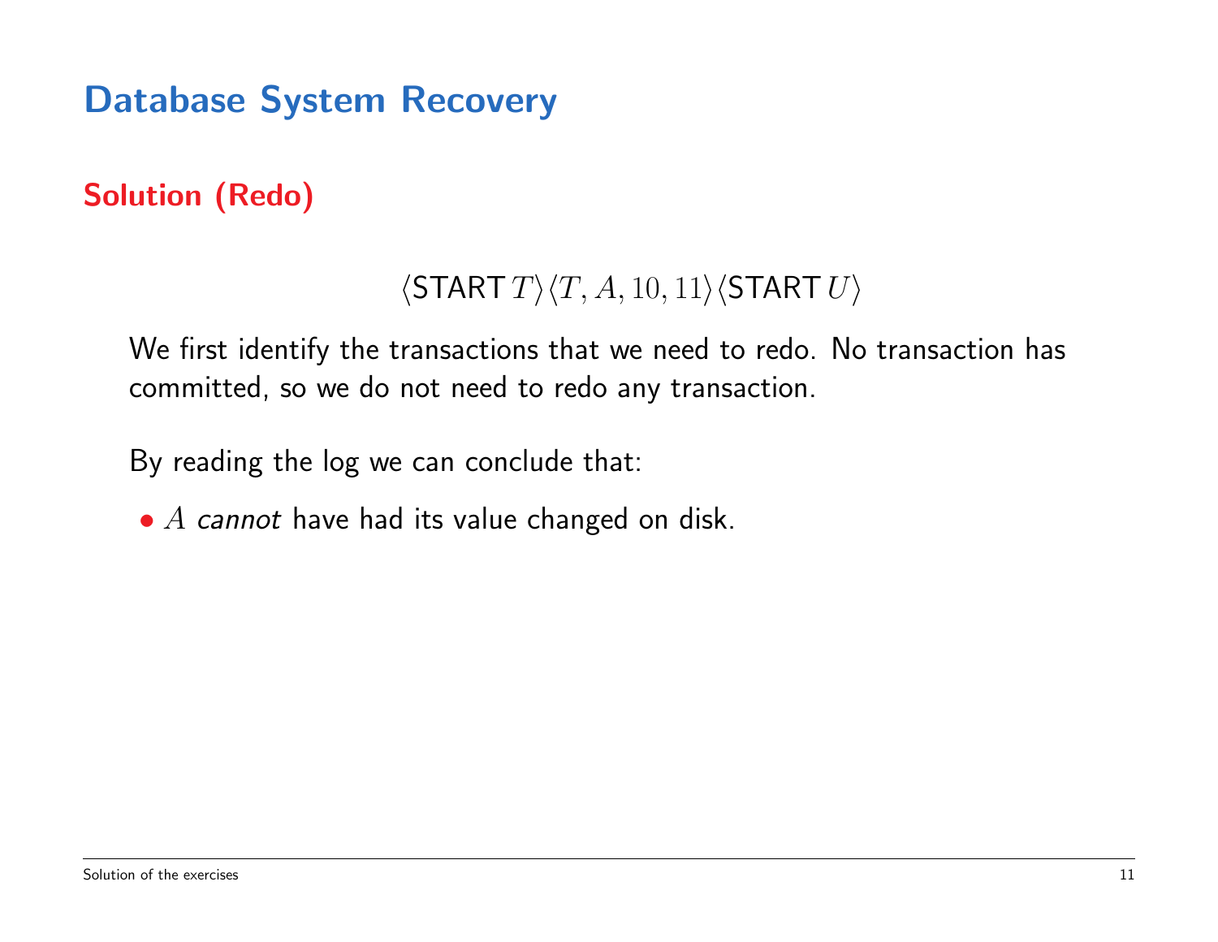# Database System Recovery

## Solution (Redo)

$$\langle \textsf{START}\, T \rangle \langle T, A, 10, 11 \rangle \langle \textsf{START}\, U \rangle$$

We first identify the transactions that we need to redo. No transaction has committed, so we do not need to redo any transaction.

By reading the log we can conclude that:

- $A$ *cannot* have had its value changed on disk.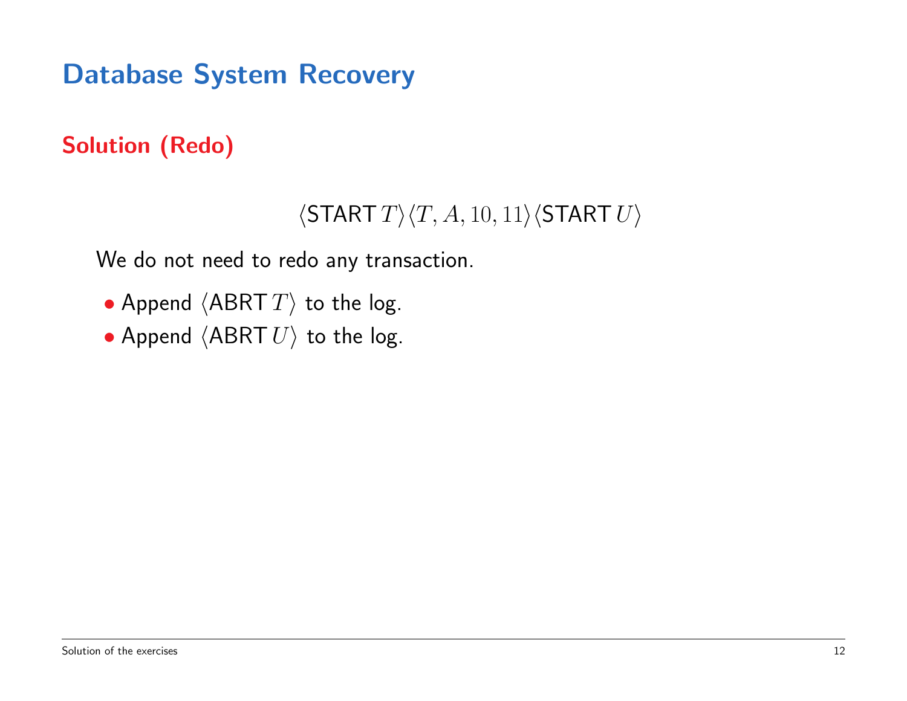# Database System Recovery

## Solution (Redo)

$$\langle \textsf{START}\, T\rangle\langle T, A, 10, 11\rangle\langle \textsf{START}\, U\rangle$$

We do not need to redo any transaction.

- Append $\langle \textsf{ABRT}\, T\rangle$ to the log.
- Append $\langle \textsf{ABRT}\, U\rangle$ to the log.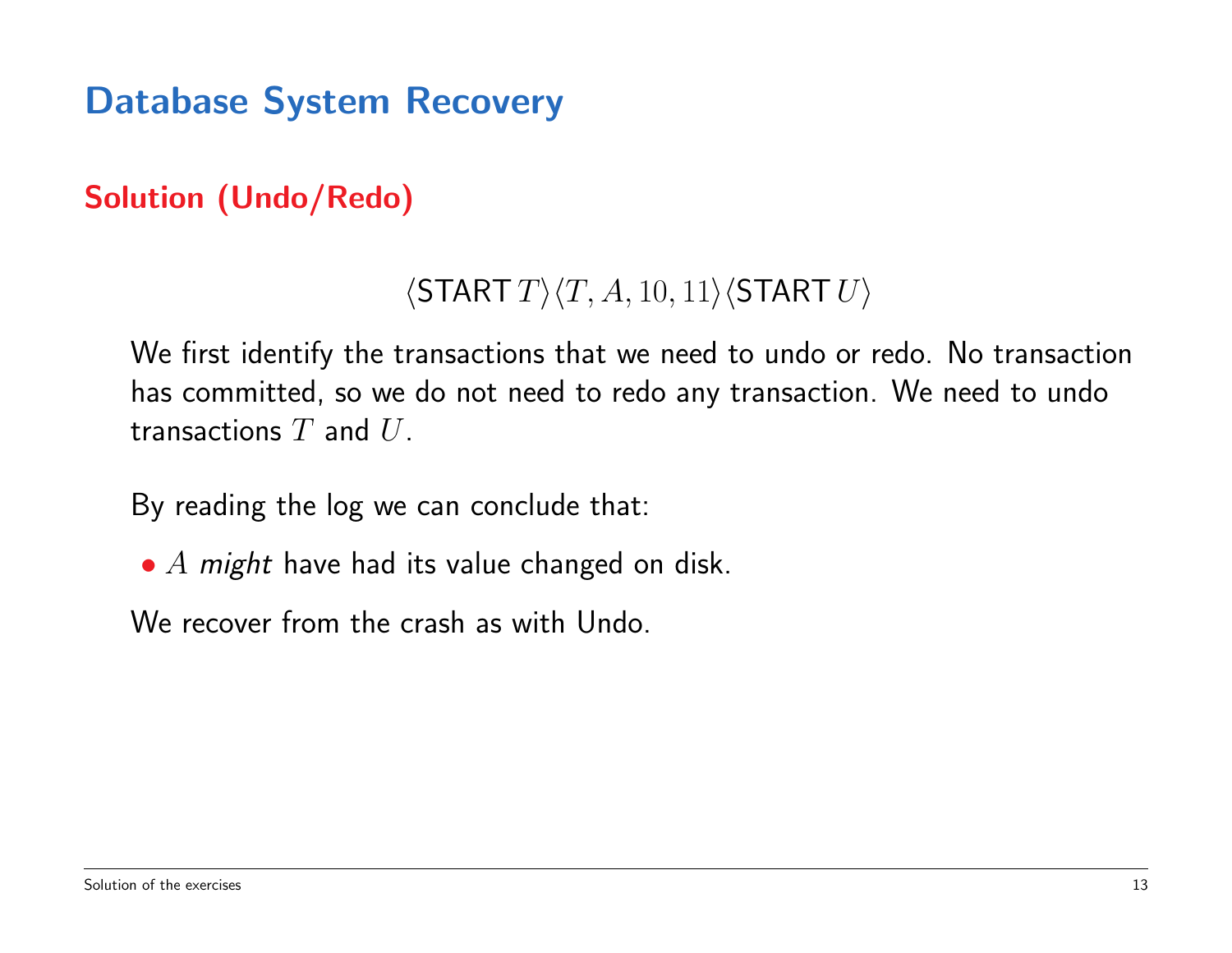# Database System Recovery

## Solution (Undo/Redo)

$$\langle \mathsf{START}\, T \rangle \langle T, A, 10, 11 \rangle \langle \mathsf{START}\, U \rangle$$

We first identify the transactions that we need to undo or redo. No transaction has committed, so we do not need to redo any transaction. We need to undo transactions $T$ and $U$.

By reading the log we can conclude that:

- $A$ *might* have had its value changed on disk.

We recover from the crash as with Undo.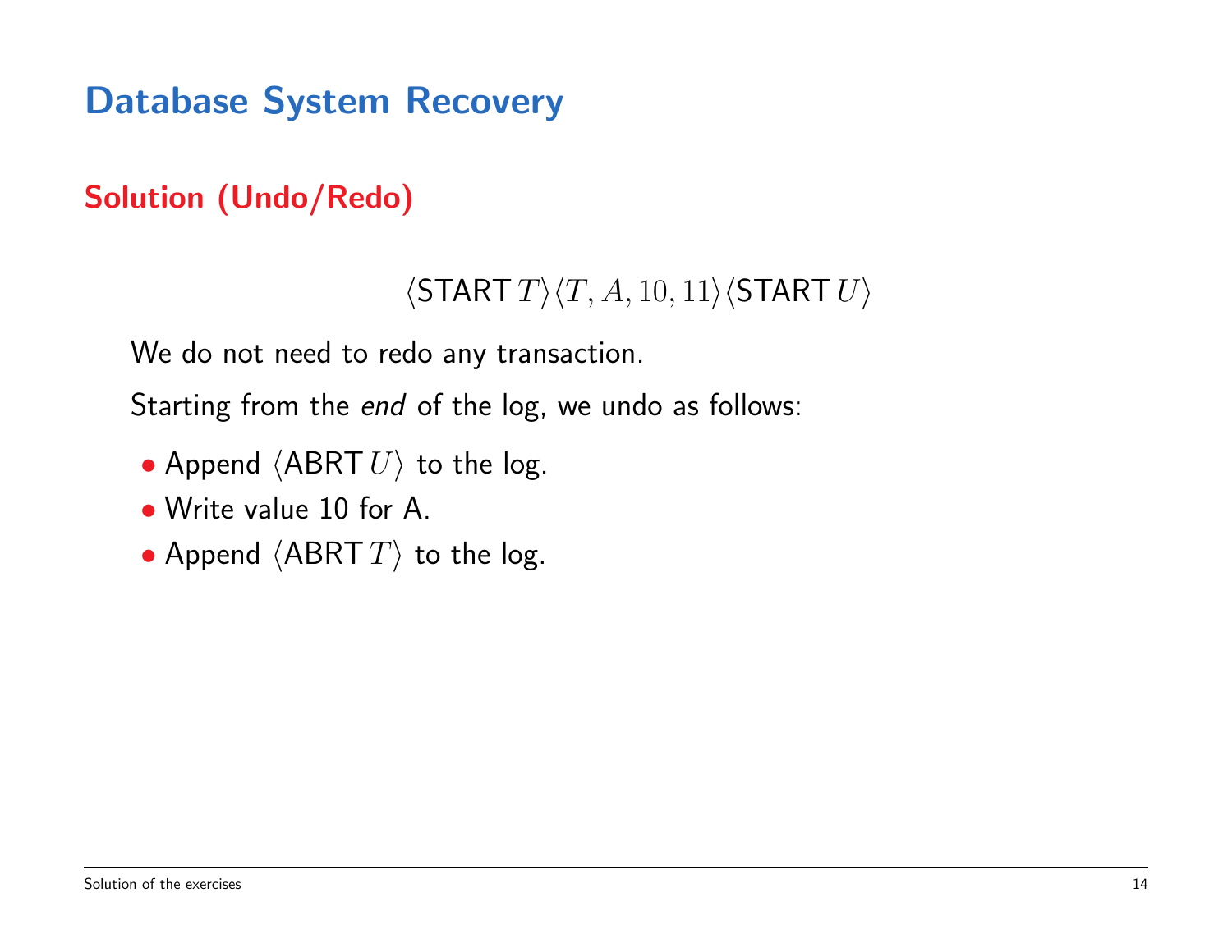# Database System Recovery

## Solution (Undo/Redo)

$$\langle \mathsf{START}\, T\rangle \langle T, A, 10, 11\rangle \langle \mathsf{START}\, U\rangle$$

We do not need to redo any transaction.

Starting from the *end* of the log, we undo as follows:

- Append $\langle \mathsf{ABRT}\, U\rangle$ to the log.
- Write value 10 for A.
- Append $\langle \mathsf{ABRT}\, T\rangle$ to the log.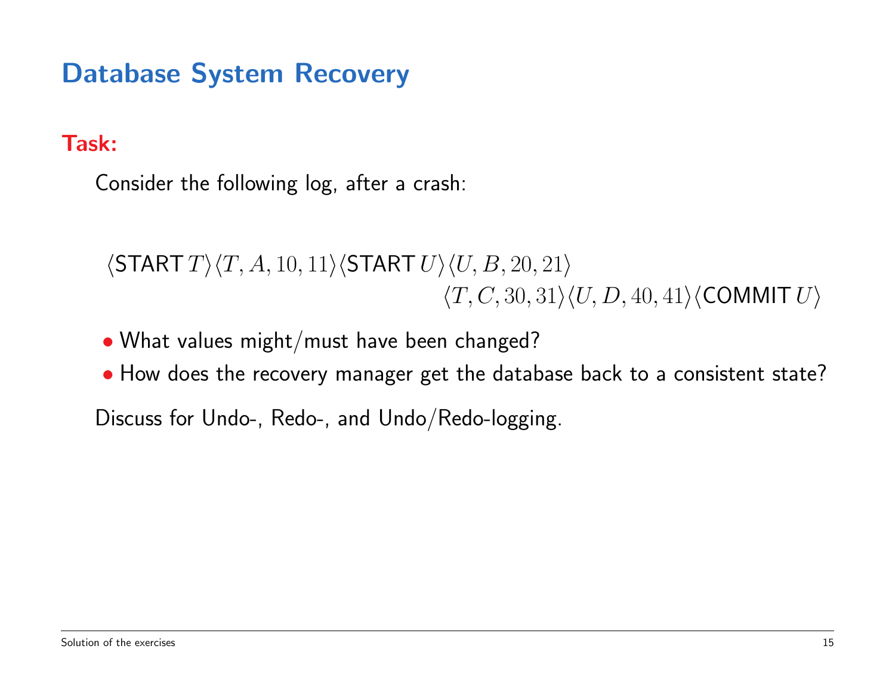# Database System Recovery

**Task:**

Consider the following log, after a crash:

$$\langle \mathsf{START}\, T \rangle \langle T, A, 10, 11 \rangle \langle \mathsf{START}\, U \rangle \langle U, B, 20, 21 \rangle$$
$$\langle T, C, 30, 31 \rangle \langle U, D, 40, 41 \rangle \langle \mathsf{COMMIT}\, U \rangle$$

- What values might/must have been changed?
- How does the recovery manager get the database back to a consistent state?

Discuss for Undo-, Redo-, and Undo/Redo-logging.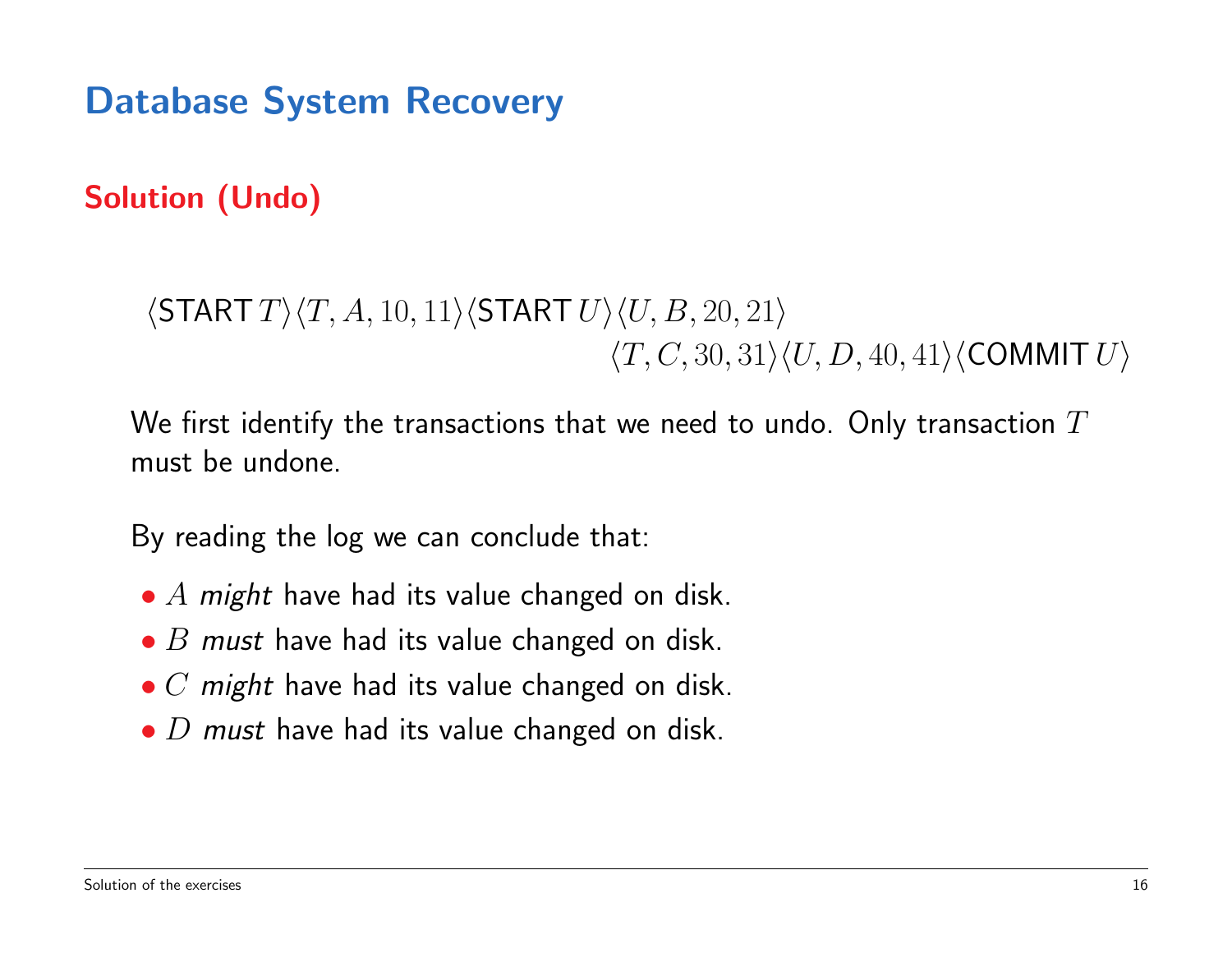# Database System Recovery

## Solution (Undo)

$$\langle \textsf{START}\, T\rangle \langle T, A, 10, 11\rangle \langle \textsf{START}\, U\rangle \langle U, B, 20, 21\rangle \langle T, C, 30, 31\rangle \langle U, D, 40, 41\rangle \langle \textsf{COMMIT}\, U\rangle$$

We first identify the transactions that we need to undo. Only transaction $T$ must be undone.

By reading the log we can conclude that:

- $A$ *might* have had its value changed on disk.
- $B$ *must* have had its value changed on disk.
- $C$ *might* have had its value changed on disk.
- $D$ *must* have had its value changed on disk.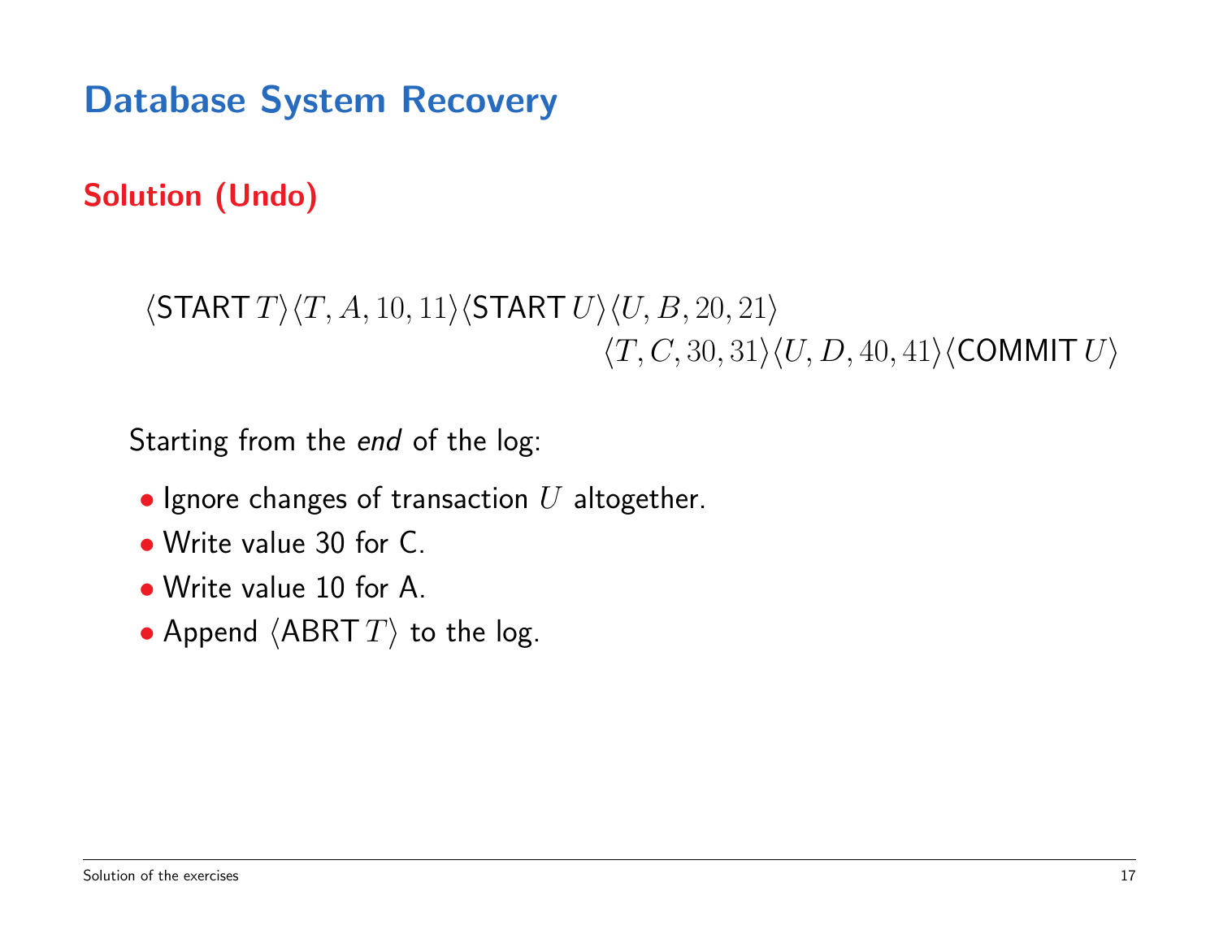# Database System Recovery

## Solution (Undo)

$$\langle \mathsf{START}\, T\rangle \langle T, A, 10, 11\rangle \langle \mathsf{START}\, U\rangle \langle U, B, 20, 21\rangle \langle T, C, 30, 31\rangle \langle U, D, 40, 41\rangle \langle \mathsf{COMMIT}\, U\rangle$$

Starting from the *end* of the log:

- Ignore changes of transaction $U$ altogether.
- Write value 30 for C.
- Write value 10 for A.
- Append $\langle \mathsf{ABRT}\, T\rangle$ to the log.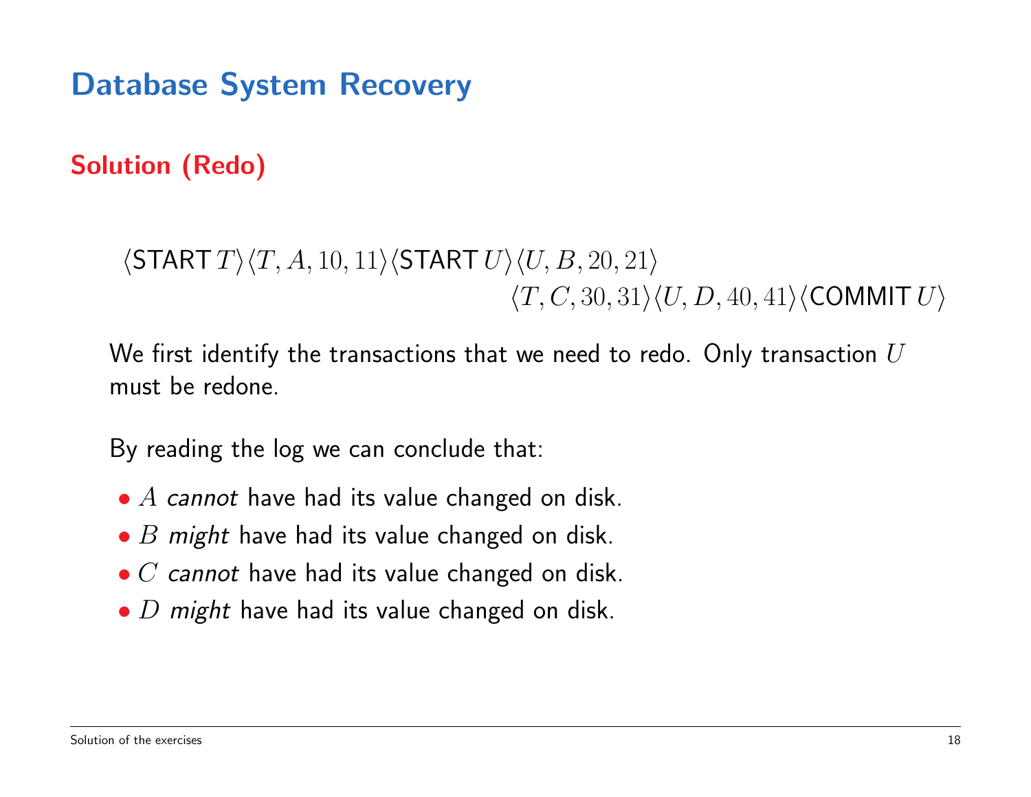# Database System Recovery

## Solution (Redo)

$$\langle \mathsf{START}\, T\rangle \langle T, A, 10, 11\rangle \langle \mathsf{START}\, U\rangle \langle U, B, 20, 21\rangle \langle T, C, 30, 31\rangle \langle U, D, 40, 41\rangle \langle \mathsf{COMMIT}\, U\rangle$$

We first identify the transactions that we need to redo. Only transaction $U$ must be redone.

By reading the log we can conclude that:

- $A$ *cannot* have had its value changed on disk.
- $B$ *might* have had its value changed on disk.
- $C$ *cannot* have had its value changed on disk.
- $D$ *might* have had its value changed on disk.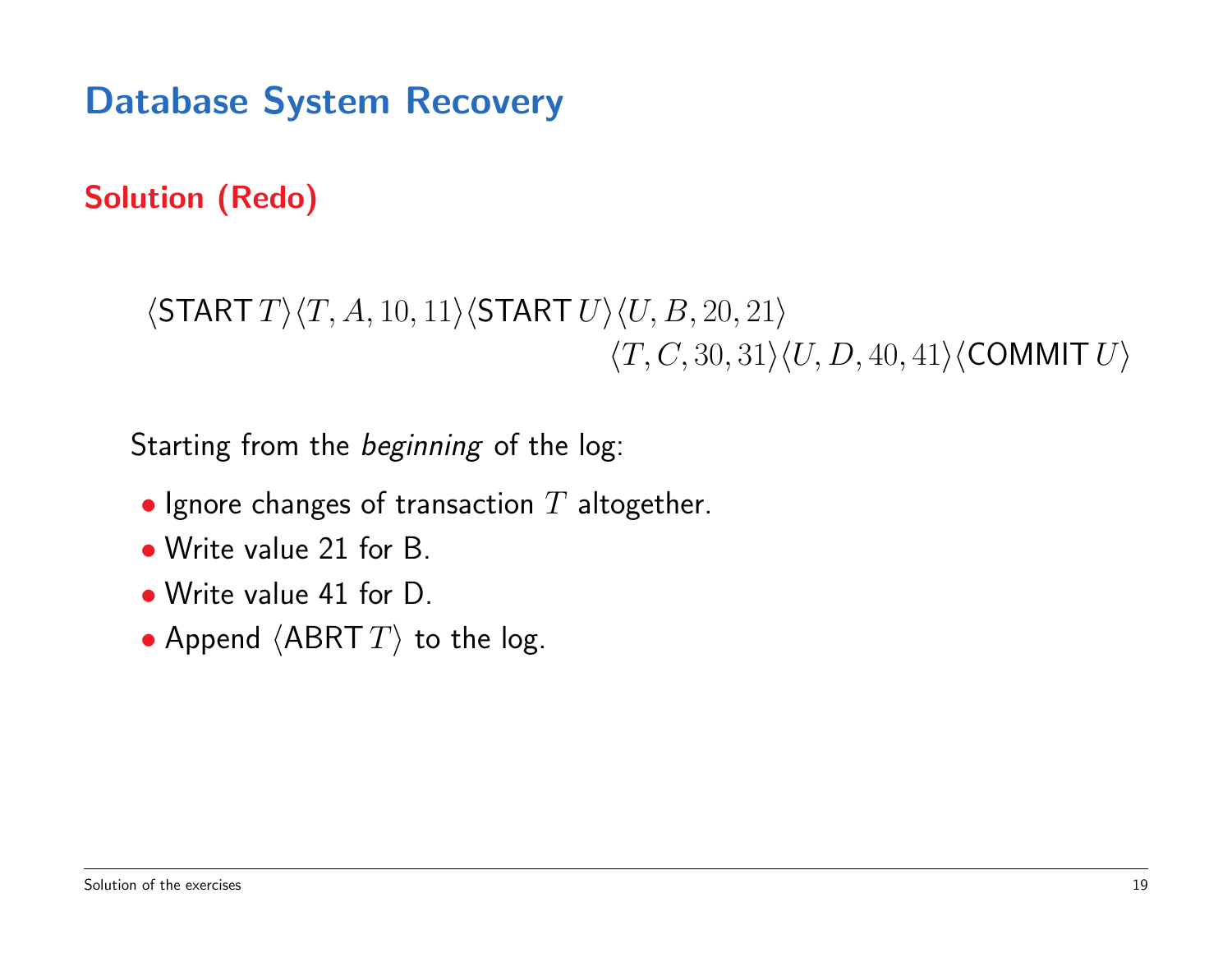# Database System Recovery

## Solution (Redo)

$$\langle \textsf{START}\, T\rangle \langle T, A, 10, 11\rangle \langle \textsf{START}\, U\rangle \langle U, B, 20, 21\rangle$$
$$\langle T, C, 30, 31\rangle \langle U, D, 40, 41\rangle \langle \textsf{COMMIT}\, U\rangle$$

Starting from the *beginning* of the log:

- Ignore changes of transaction $T$ altogether.
- Write value 21 for B.
- Write value 41 for D.
- Append $\langle \textsf{ABRT}\, T\rangle$ to the log.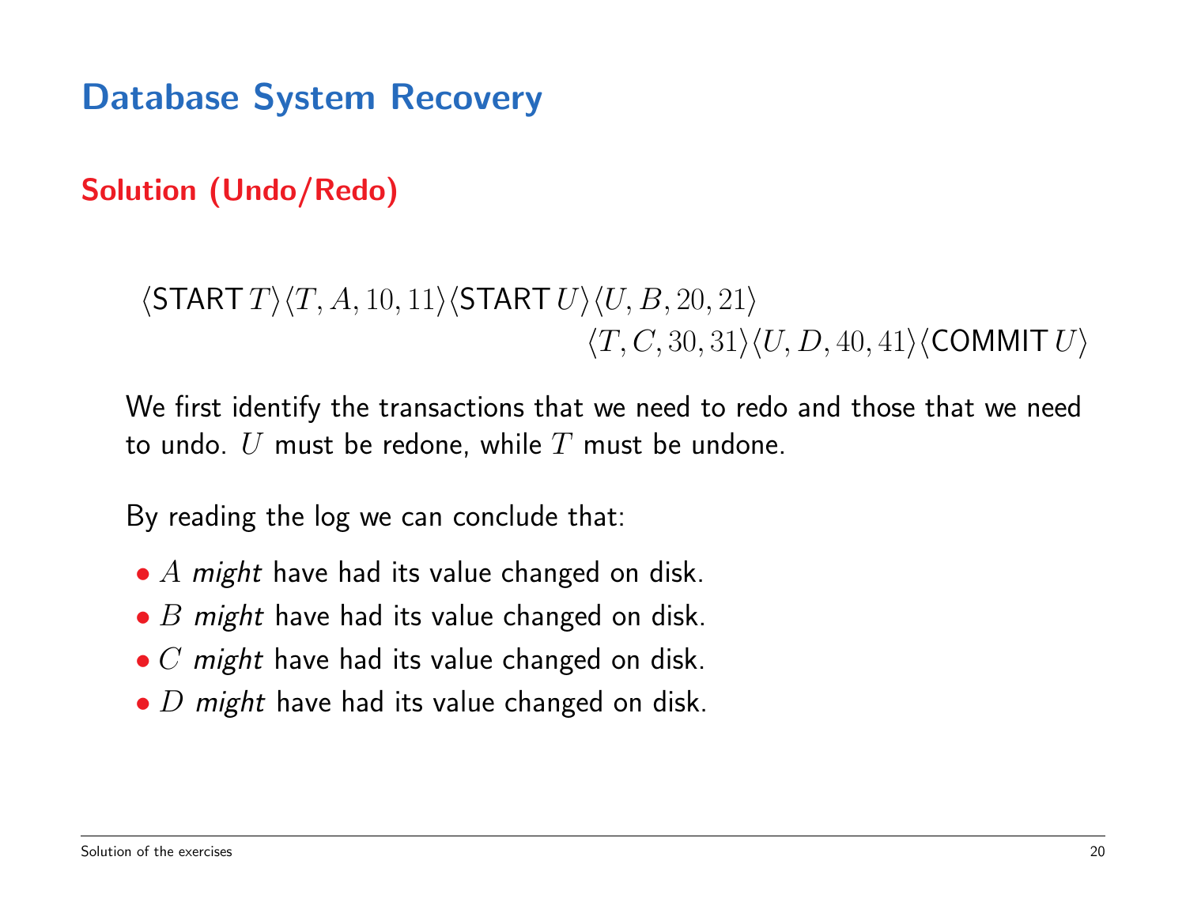# Database System Recovery

## Solution (Undo/Redo)

$$\langle \textsf{START}\, T\rangle\langle T, A, 10, 11\rangle\langle \textsf{START}\, U\rangle\langle U, B, 20, 21\rangle$$
$$\langle T, C, 30, 31\rangle\langle U, D, 40, 41\rangle\langle \textsf{COMMIT}\, U\rangle$$

We first identify the transactions that we need to redo and those that we need to undo. $U$ must be redone, while $T$ must be undone.

By reading the log we can conclude that:

- $A$ *might* have had its value changed on disk.
- $B$ *might* have had its value changed on disk.
- $C$ *might* have had its value changed on disk.
- $D$ *might* have had its value changed on disk.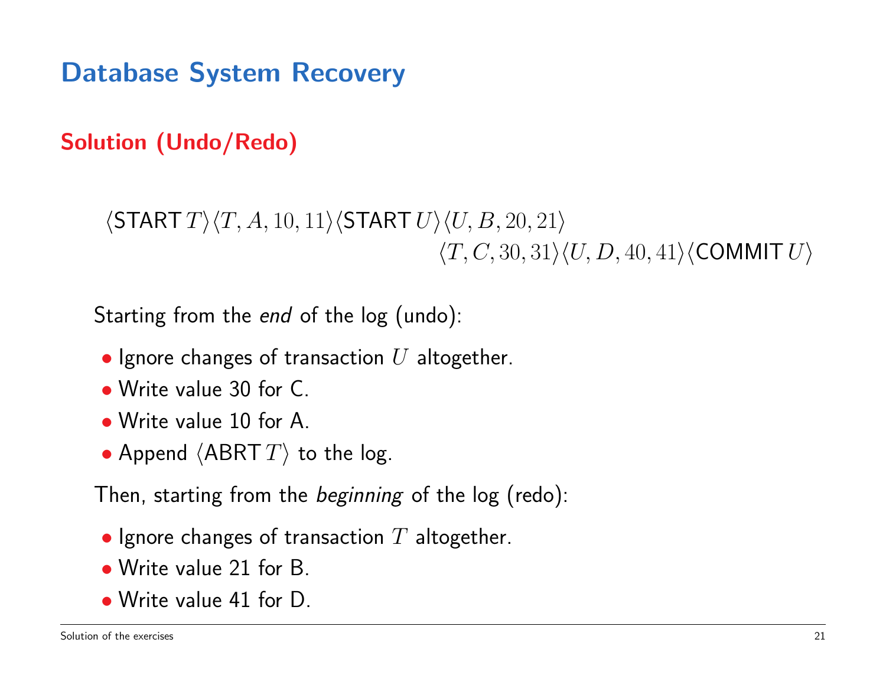# Database System Recovery

## Solution (Undo/Redo)

$$\langle \mathsf{START}\, T\rangle\langle T, A, 10, 11\rangle\langle \mathsf{START}\, U\rangle\langle U, B, 20, 21\rangle$$
$$\langle T, C, 30, 31\rangle\langle U, D, 40, 41\rangle\langle \mathsf{COMMIT}\, U\rangle$$

Starting from the *end* of the log (undo):

- Ignore changes of transaction $U$ altogether.
- Write value 30 for C.
- Write value 10 for A.
- Append $\langle \mathsf{ABRT}\, T\rangle$ to the log.

Then, starting from the *beginning* of the log (redo):

- Ignore changes of transaction $T$ altogether.
- Write value 21 for B.
- Write value 41 for D.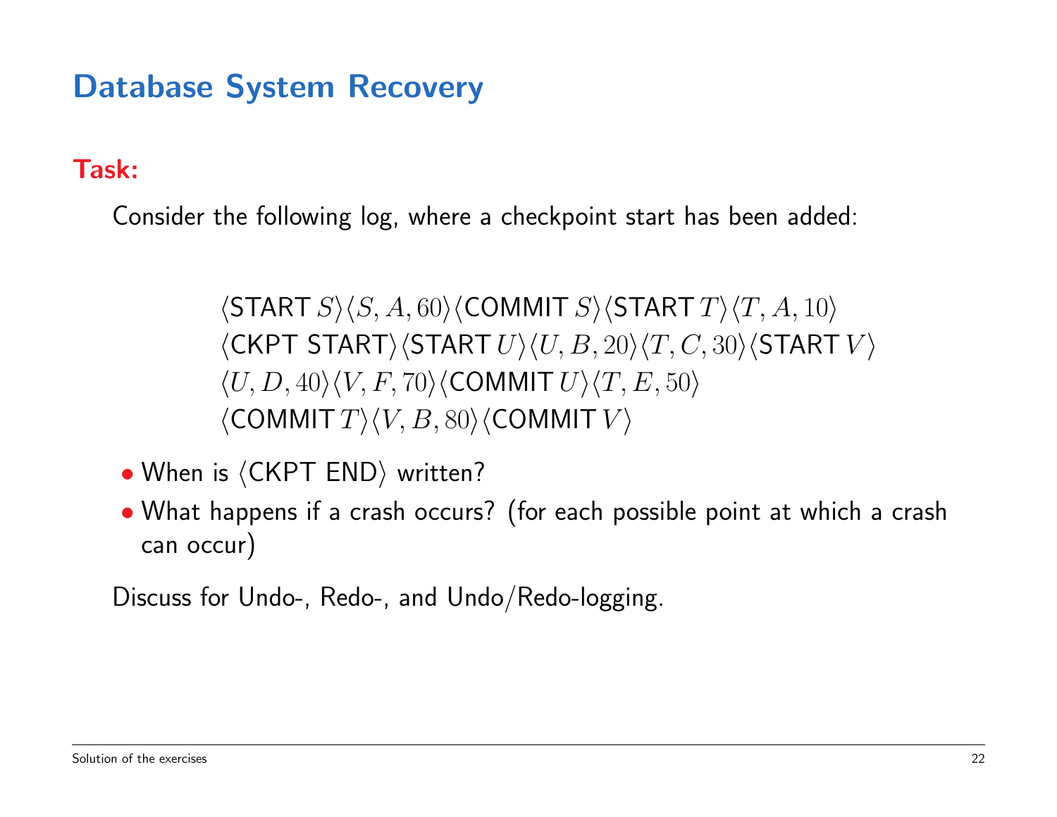## Database System Recovery

**Task:**

Consider the following log, where a checkpoint start has been added:

$$\langle \text{START } S\rangle\langle S, A, 60\rangle\langle \text{COMMIT } S\rangle\langle \text{START } T\rangle\langle T, A, 10\rangle$$
$$\langle \text{CKPT START}\rangle\langle \text{START } U\rangle\langle U, B, 20\rangle\langle T, C, 30\rangle\langle \text{START } V\rangle$$
$$\langle U, D, 40\rangle\langle V, F, 70\rangle\langle \text{COMMIT } U\rangle\langle T, E, 50\rangle$$
$$\langle \text{COMMIT } T\rangle\langle V, B, 80\rangle\langle \text{COMMIT } V\rangle$$

- When is ⟨CKPT END⟩ written?
- What happens if a crash occurs? (for each possible point at which a crash can occur)

Discuss for Undo-, Redo-, and Undo/Redo-logging.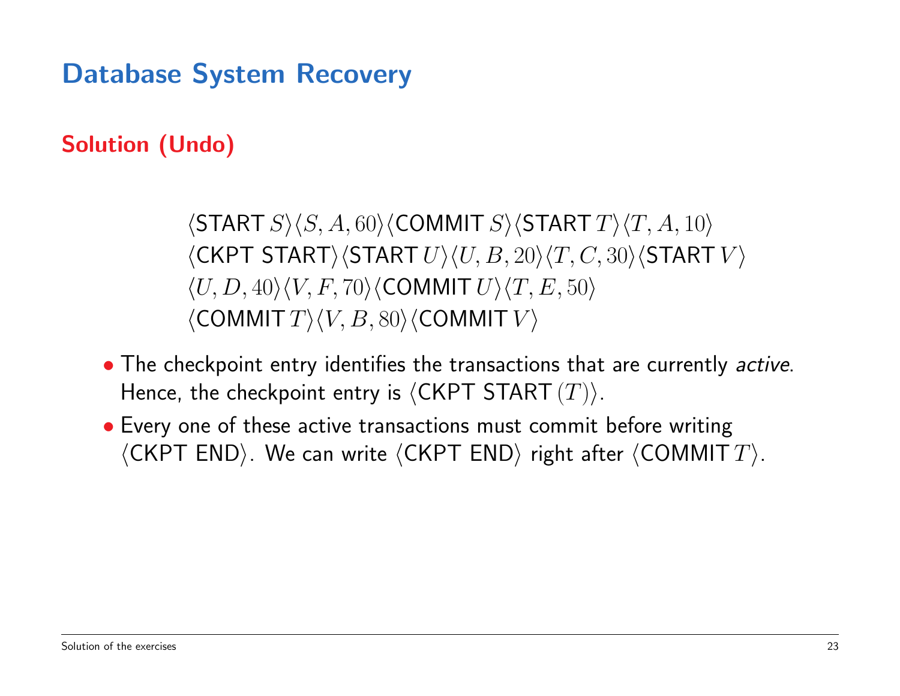# Database System Recovery

## Solution (Undo)

$$\langle \text{START } S\rangle\langle S, A, 60\rangle\langle \text{COMMIT } S\rangle\langle \text{START } T\rangle\langle T, A, 10\rangle$$
$$\langle \text{CKPT START}\rangle\langle \text{START } U\rangle\langle U, B, 20\rangle\langle T, C, 30\rangle\langle \text{START } V\rangle$$
$$\langle U, D, 40\rangle\langle V, F, 70\rangle\langle \text{COMMIT } U\rangle\langle T, E, 50\rangle$$
$$\langle \text{COMMIT } T\rangle\langle V, B, 80\rangle\langle \text{COMMIT } V\rangle$$

- The checkpoint entry identifies the transactions that are currently *active*. Hence, the checkpoint entry is $\langle \text{CKPT START } (T)\rangle$.
- Every one of these active transactions must commit before writing $\langle \text{CKPT END}\rangle$. We can write $\langle \text{CKPT END}\rangle$ right after $\langle \text{COMMIT } T\rangle$.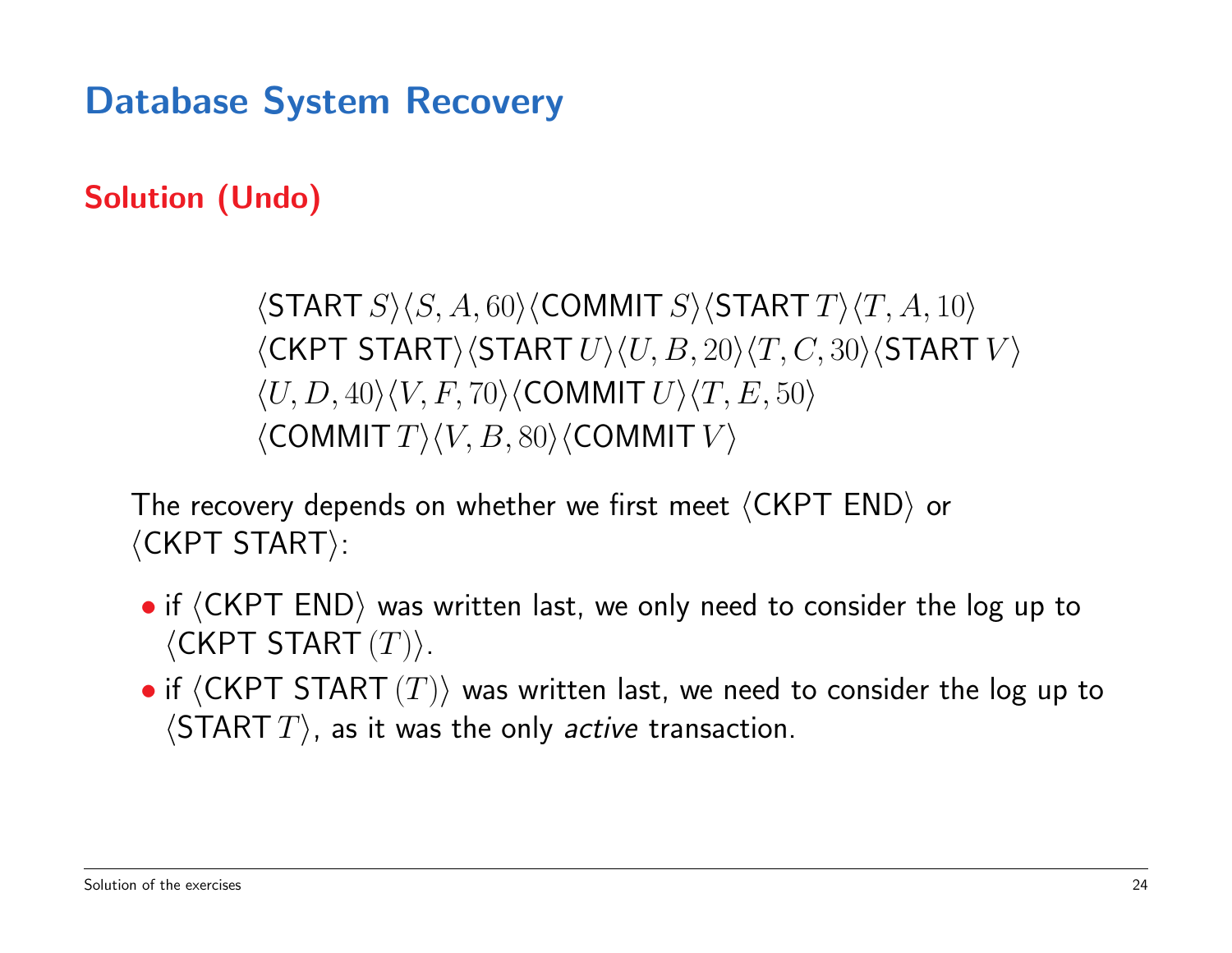# Database System Recovery

## Solution (Undo)

$$\langle \text{START } S\rangle\langle S, A, 60\rangle\langle \text{COMMIT } S\rangle\langle \text{START } T\rangle\langle T, A, 10\rangle$$
$$\langle \text{CKPT START}\rangle\langle \text{START } U\rangle\langle U, B, 20\rangle\langle T, C, 30\rangle\langle \text{START } V\rangle$$
$$\langle U, D, 40\rangle\langle V, F, 70\rangle\langle \text{COMMIT } U\rangle\langle T, E, 50\rangle$$
$$\langle \text{COMMIT } T\rangle\langle V, B, 80\rangle\langle \text{COMMIT } V\rangle$$

The recovery depends on whether we first meet ⟨CKPT END⟩ or ⟨CKPT START⟩:

- if ⟨CKPT END⟩ was written last, we only need to consider the log up to ⟨CKPT START $(T)$⟩.
- if ⟨CKPT START $(T)$⟩ was written last, we need to consider the log up to ⟨START $T$⟩, as it was the only *active* transaction.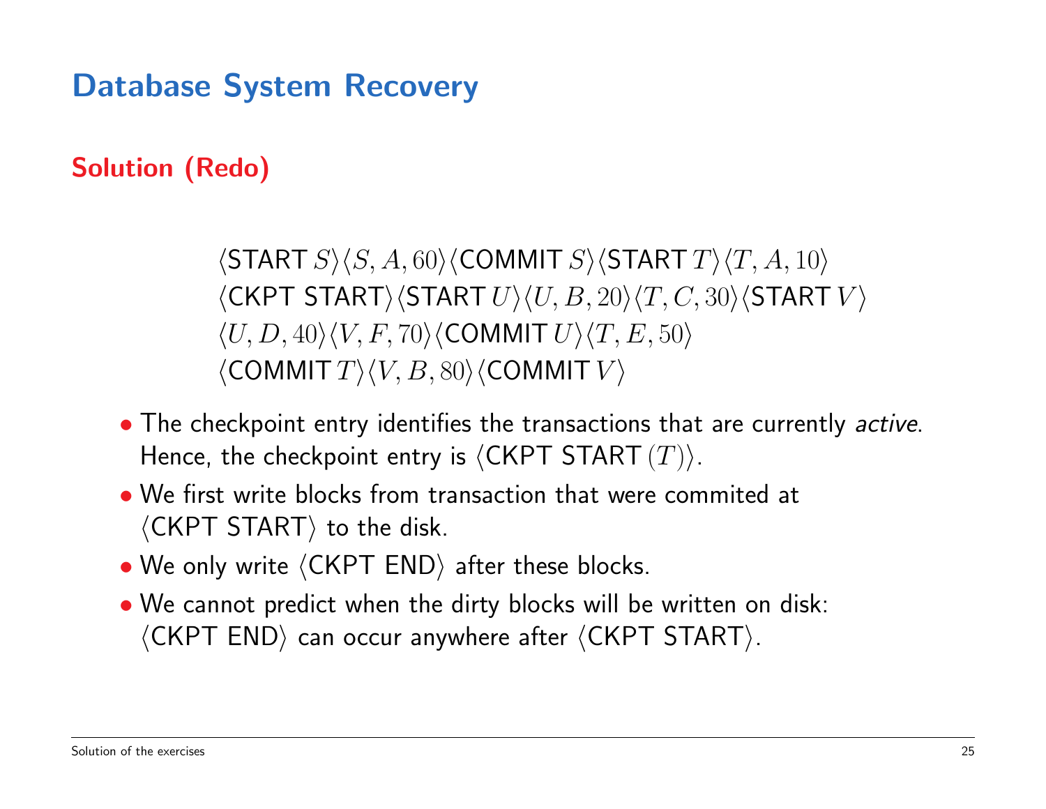# Database System Recovery

## Solution (Redo)

$$\langle \text{START } S\rangle\langle S, A, 60\rangle\langle \text{COMMIT } S\rangle\langle \text{START } T\rangle\langle T, A, 10\rangle$$
$$\langle \text{CKPT START}\rangle\langle \text{START } U\rangle\langle U, B, 20\rangle\langle T, C, 30\rangle\langle \text{START } V\rangle$$
$$\langle U, D, 40\rangle\langle V, F, 70\rangle\langle \text{COMMIT } U\rangle\langle T, E, 50\rangle$$
$$\langle \text{COMMIT } T\rangle\langle V, B, 80\rangle\langle \text{COMMIT } V\rangle$$

- The checkpoint entry identifies the transactions that are currently *active*. Hence, the checkpoint entry is $\langle$CKPT START $(T)\rangle$.
- We first write blocks from transaction that were commited at $\langle$CKPT START$\rangle$ to the disk.
- We only write $\langle$CKPT END$\rangle$ after these blocks.
- We cannot predict when the dirty blocks will be written on disk: $\langle$CKPT END$\rangle$ can occur anywhere after $\langle$CKPT START$\rangle$.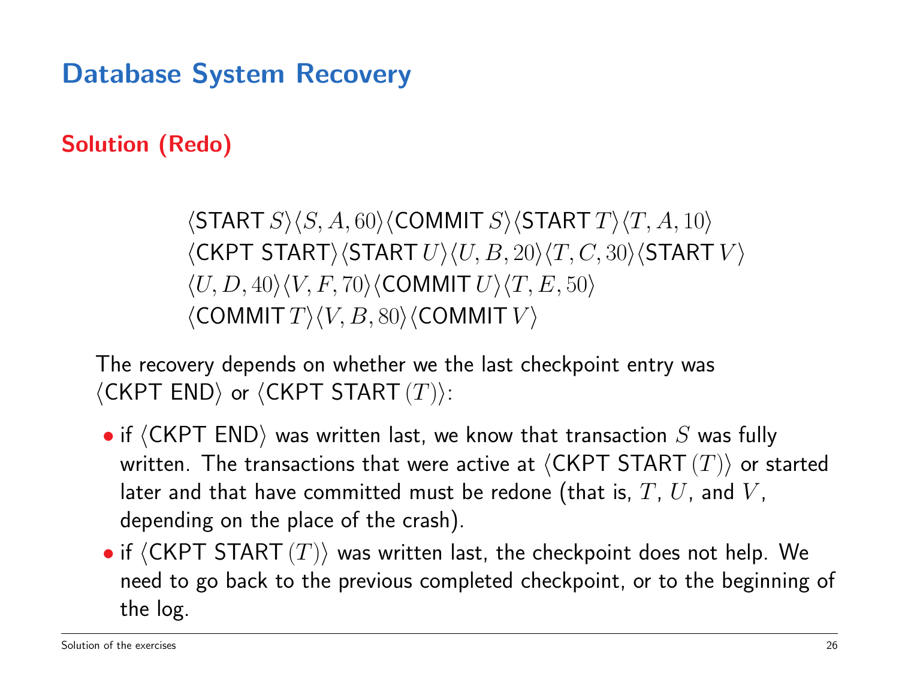# Database System Recovery

## Solution (Redo)

$$\langle \text{START}\, S\rangle\langle S, A, 60\rangle\langle \text{COMMIT}\, S\rangle\langle \text{START}\, T\rangle\langle T, A, 10\rangle$$
$$\langle \text{CKPT START}\rangle\langle \text{START}\, U\rangle\langle U, B, 20\rangle\langle T, C, 30\rangle\langle \text{START}\, V\rangle$$
$$\langle U, D, 40\rangle\langle V, F, 70\rangle\langle \text{COMMIT}\, U\rangle\langle T, E, 50\rangle$$
$$\langle \text{COMMIT}\, T\rangle\langle V, B, 80\rangle\langle \text{COMMIT}\, V\rangle$$

The recovery depends on whether we the last checkpoint entry was ⟨CKPT END⟩ or ⟨CKPT START $(T)$⟩:

- if ⟨CKPT END⟩ was written last, we know that transaction $S$ was fully written. The transactions that were active at ⟨CKPT START $(T)$⟩ or started later and that have committed must be redone (that is, $T$, $U$, and $V$, depending on the place of the crash).
- if ⟨CKPT START $(T)$⟩ was written last, the checkpoint does not help. We need to go back to the previous completed checkpoint, or to the beginning of the log.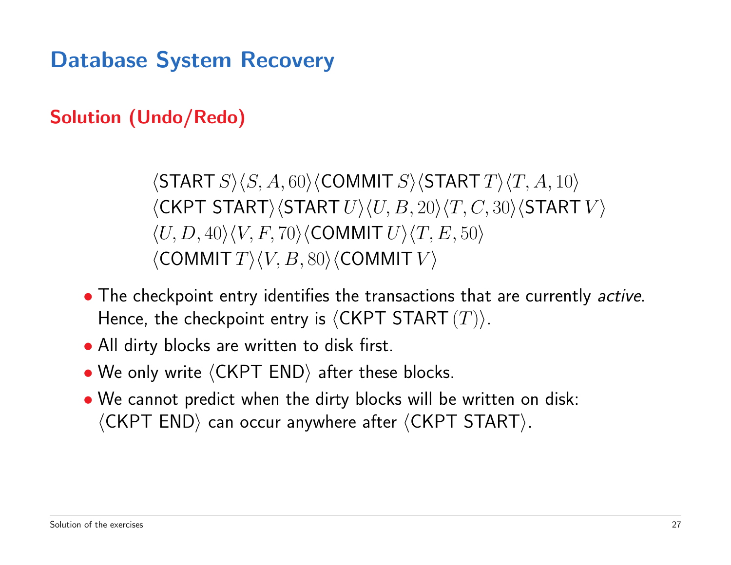# Database System Recovery

## Solution (Undo/Redo)

$$\langle \text{START}\, S\rangle \langle S, A, 60\rangle \langle \text{COMMIT}\, S\rangle \langle \text{START}\, T\rangle \langle T, A, 10\rangle$$
$$\langle \text{CKPT START}\rangle \langle \text{START}\, U\rangle \langle U, B, 20\rangle \langle T, C, 30\rangle \langle \text{START}\, V\rangle$$
$$\langle U, D, 40\rangle \langle V, F, 70\rangle \langle \text{COMMIT}\, U\rangle \langle T, E, 50\rangle$$
$$\langle \text{COMMIT}\, T\rangle \langle V, B, 80\rangle \langle \text{COMMIT}\, V\rangle$$

- The checkpoint entry identifies the transactions that are currently *active*. Hence, the checkpoint entry is $\langle \text{CKPT START}\, (T)\rangle$.
- All dirty blocks are written to disk first.
- We only write $\langle \text{CKPT END}\rangle$ after these blocks.
- We cannot predict when the dirty blocks will be written on disk: $\langle \text{CKPT END}\rangle$ can occur anywhere after $\langle \text{CKPT START}\rangle$.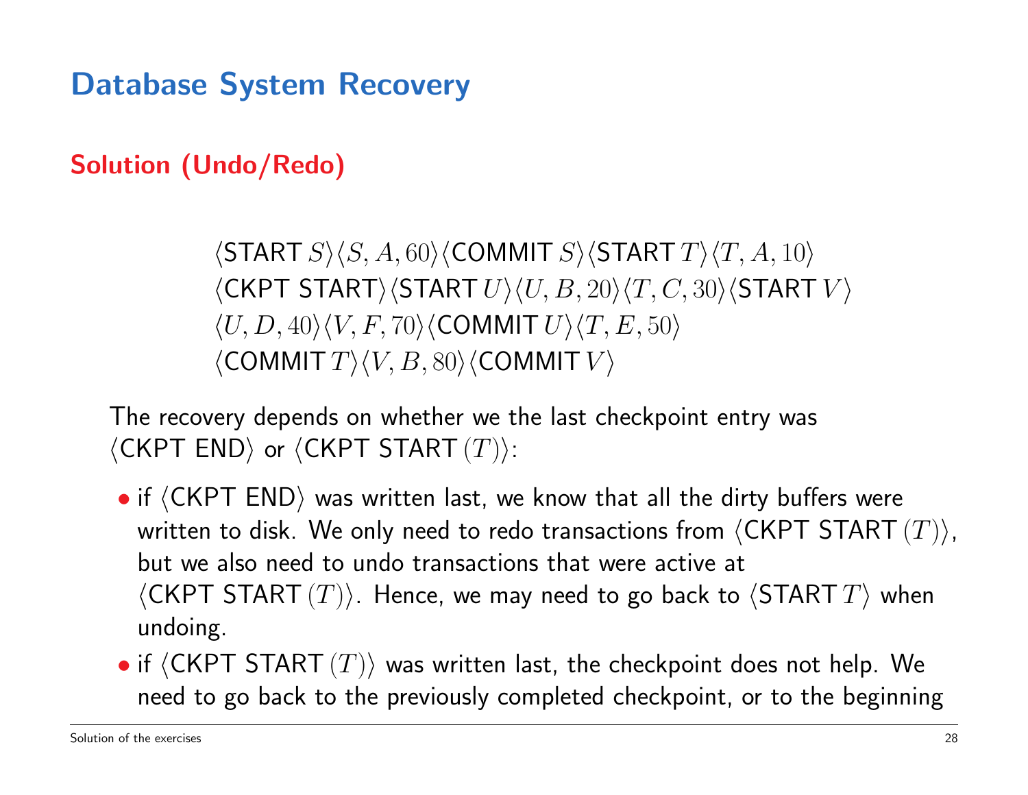# Database System Recovery

## Solution (Undo/Redo)

$$\langle \text{START } S\rangle\langle S, A, 60\rangle\langle \text{COMMIT } S\rangle\langle \text{START } T\rangle\langle T, A, 10\rangle$$
$$\langle \text{CKPT START}\rangle\langle \text{START } U\rangle\langle U, B, 20\rangle\langle T, C, 30\rangle\langle \text{START } V\rangle$$
$$\langle U, D, 40\rangle\langle V, F, 70\rangle\langle \text{COMMIT } U\rangle\langle T, E, 50\rangle$$
$$\langle \text{COMMIT } T\rangle\langle V, B, 80\rangle\langle \text{COMMIT } V\rangle$$

The recovery depends on whether we the last checkpoint entry was $\langle \text{CKPT END}\rangle$ or $\langle \text{CKPT START } (T)\rangle$:

- if $\langle \text{CKPT END}\rangle$ was written last, we know that all the dirty buffers were written to disk. We only need to redo transactions from $\langle \text{CKPT START } (T)\rangle$, but we also need to undo transactions that were active at $\langle \text{CKPT START } (T)\rangle$. Hence, we may need to go back to $\langle \text{START } T\rangle$ when undoing.
- if $\langle \text{CKPT START } (T)\rangle$ was written last, the checkpoint does not help. We need to go back to the previously completed checkpoint, or to the beginning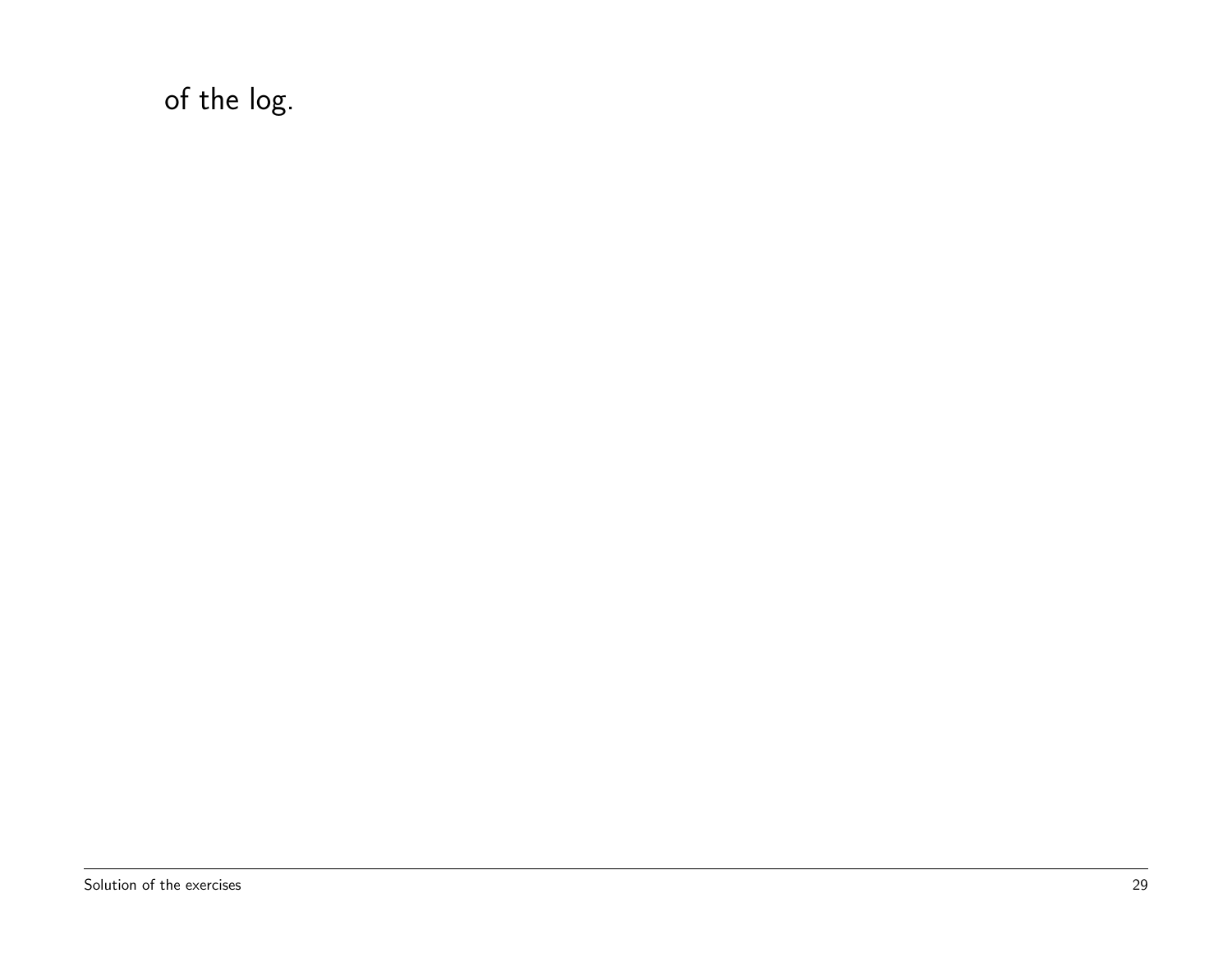of the log.